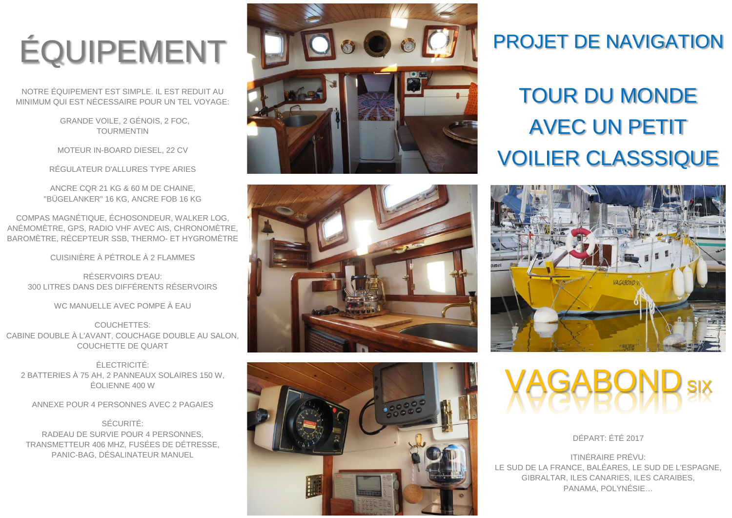# ÉQUIPEMENT

NOTRE ÉQUIPEMENT EST SIMPLE. IL EST REDUIT AU MINIMUM QUI EST NÉCESSAIRE POUR UN TEL VOYAGE:

GRANDE VOILE, 2 GÉNOIS, 2 FOC, TOURMENTIN

MOTEUR IN-BOARD DIESEL, 22 CV

RÉGULATEUR D'ALLURES TYPE ARIES

ANCRE CQR 21 KG & 60 M DE CHAINE, "BÜGELANKER" 16 KG, ANCRE FOB 16 KG

COMPAS MAGNÉTIQUE, ÉCHOSONDEUR, WALKER LOG, ANÉMOMÈTRE, GPS, RADIO VHF AVEC AIS, CHRONOMÈTRE, BAROMÈTRE, RÉCEPTEUR SSB, THERMO- ET HYGROMÈTRE

CUISINIÈRE À PÉTROLE À 2 FLAMMES

RÉSERVOIRS D'EAU:
300 LITRES DANS DES DIFFÉRENTS RÉSERVOIRS

WC MANUELLE AVEC POMPE À EAU

COUCHETTES:
CABINE DOUBLE À L'AVANT, COUCHAGE DOUBLE AU SALON, COUCHETTE DE QUART

ÉLECTRICITÉ:
2 BATTERIES À 75 AH, 2 PANNEAUX SOLAIRES 150 W, ÉOLIENNE 400 W

ANNEXE POUR 4 PERSONNES AVEC 2 PAGAIES

SÉCURITÉ:
RADEAU DE SURVIE POUR 4 PERSONNES, TRANSMETTEUR 406 MHZ, FUSÉES DE DÉTRESSE, PANIC-BAG, DÉSALINATEUR MANUEL

# PROJET DE NAVIGATION

## TOUR DU MONDE AVEC UN PETIT VOILIER CLASSSIQUE

## VAGABOND SIX

DÉPART: ÉTÉ 2017

ITINÉRAIRE PRÉVU:
LE SUD DE LA FRANCE, BALÉARES, LE SUD DE L'ESPAGNE, GIBRALTAR, ILES CANARIES, ILES CARAIBES, PANAMA, POLYNÉSIE…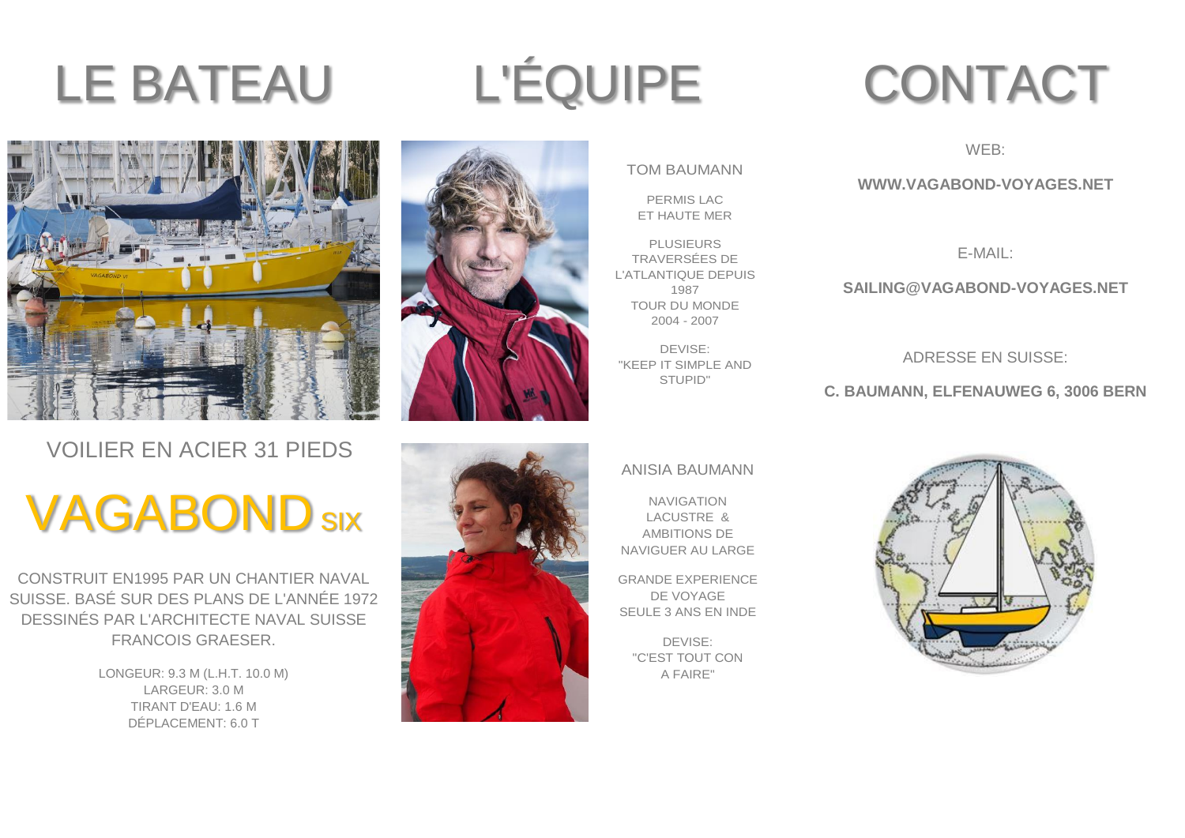# LE BATEAU

VOILIER EN ACIER 31 PIEDS

## VAGABOND SIX

CONSTRUIT EN1995 PAR UN CHANTIER NAVAL SUISSE. BASÉ SUR DES PLANS DE L'ANNÉE 1972 DESSINÉS PAR L'ARCHITECTE NAVAL SUISSE FRANCOIS GRAESER.

LONGEUR: 9.3 M (L.H.T. 10.0 M)
LARGEUR: 3.0 M
TIRANT D'EAU: 1.6 M
DÉPLACEMENT: 6.0 T

# L'ÉQUIPE

TOM BAUMANN

PERMIS LAC
ET HAUTE MER

PLUSIEURS TRAVERSÉES DE L'ATLANTIQUE DEPUIS 1987
TOUR DU MONDE 2004 - 2007

DEVISE:
"KEEP IT SIMPLE AND STUPID"

ANISIA BAUMANN

NAVIGATION LACUSTRE & AMBITIONS DE NAVIGUER AU LARGE

GRANDE EXPERIENCE DE VOYAGE
SEULE 3 ANS EN INDE

DEVISE:
"C'EST TOUT CON A FAIRE"

# CONTACT

WEB:

**WWW.VAGABOND-VOYAGES.NET**

E-MAIL:

**SAILING@VAGABOND-VOYAGES.NET**

ADRESSE EN SUISSE:

**C. BAUMANN, ELFENAUWEG 6, 3006 BERN**